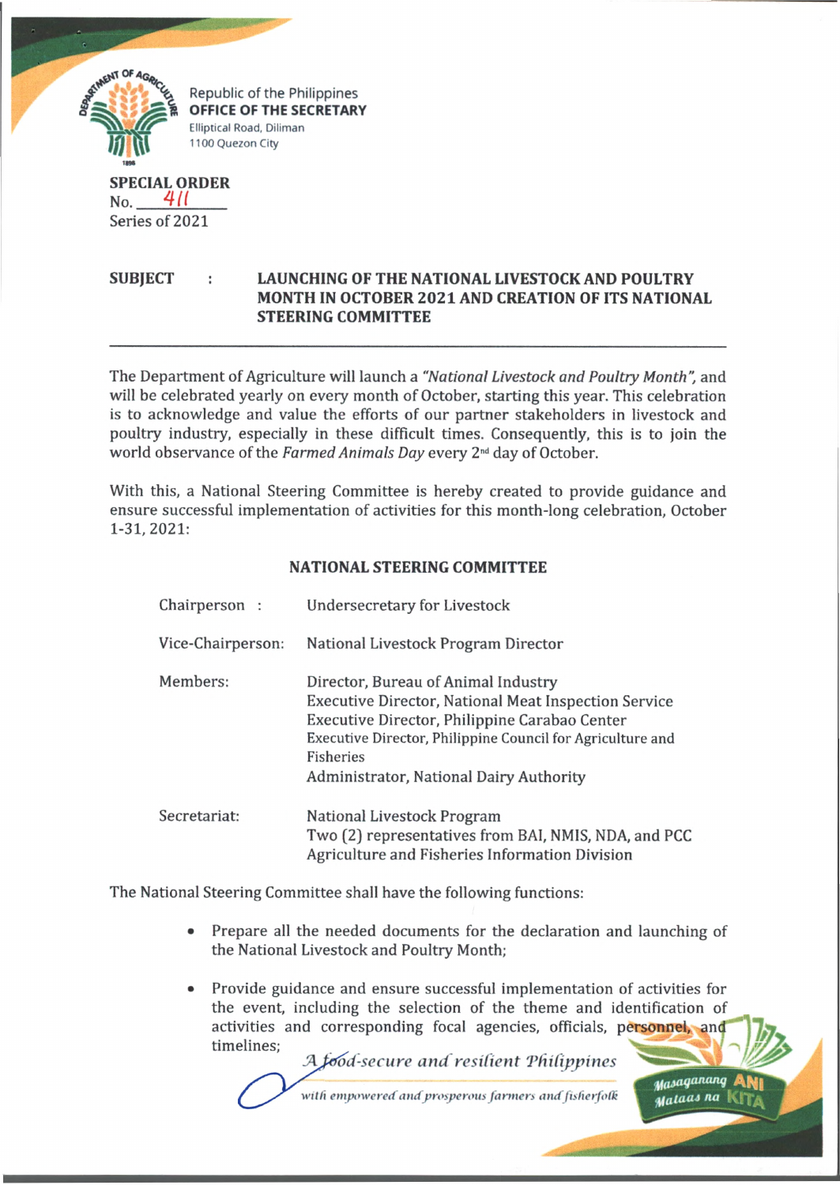Republic of the Philippines
**OFFICE OF THE SECRETARY**
Elliptical Road, Diliman
1100 Quezon City

**SPECIAL ORDER**
No. 411
Series of 2021

**SUBJECT : LAUNCHING OF THE NATIONAL LIVESTOCK AND POULTRY MONTH IN OCTOBER 2021 AND CREATION OF ITS NATIONAL STEERING COMMITTEE**

---

The Department of Agriculture will launch a *"National Livestock and Poultry Month"*, and will be celebrated yearly on every month of October, starting this year. This celebration is to acknowledge and value the efforts of our partner stakeholders in livestock and poultry industry, especially in these difficult times. Consequently, this is to join the world observance of the *Farmed Animals Day* every 2nd day of October.

With this, a National Steering Committee is hereby created to provide guidance and ensure successful implementation of activities for this month-long celebration, October 1-31, 2021:

**NATIONAL STEERING COMMITTEE**

| | |
|---|---|
| Chairperson : | Undersecretary for Livestock |
| Vice-Chairperson: | National Livestock Program Director |
| Members: | Director, Bureau of Animal Industry<br>Executive Director, National Meat Inspection Service<br>Executive Director, Philippine Carabao Center<br>Executive Director, Philippine Council for Agriculture and Fisheries<br>Administrator, National Dairy Authority |
| Secretariat: | National Livestock Program<br>Two (2) representatives from BAI, NMIS, NDA, and PCC<br>Agriculture and Fisheries Information Division |

The National Steering Committee shall have the following functions:

- Prepare all the needed documents for the declaration and launching of the National Livestock and Poultry Month;
- Provide guidance and ensure successful implementation of activities for the event, including the selection of the theme and identification of activities and corresponding focal agencies, officials, personnel, and timelines;

*A food-secure and resilient Philippines with empowered and prosperous farmers and fisherfolk*

Masaganang ANI Mataas na KITA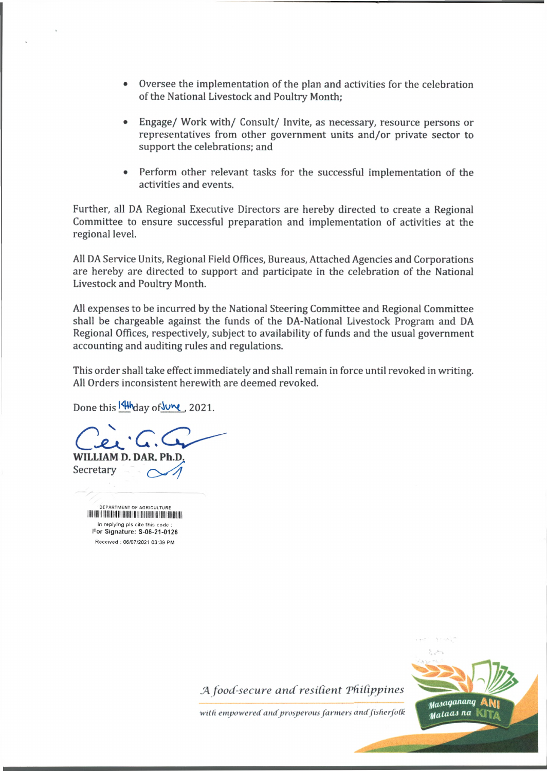- Oversee the implementation of the plan and activities for the celebration of the National Livestock and Poultry Month;
- Engage/ Work with/ Consult/ Invite, as necessary, resource persons or representatives from other government units and/or private sector to support the celebrations; and
- Perform other relevant tasks for the successful implementation of the activities and events.

Further, all DA Regional Executive Directors are hereby directed to create a Regional Committee to ensure successful preparation and implementation of activities at the regional level.

All DA Service Units, Regional Field Offices, Bureaus, Attached Agencies and Corporations are hereby are directed to support and participate in the celebration of the National Livestock and Poultry Month.

All expenses to be incurred by the National Steering Committee and Regional Committee shall be chargeable against the funds of the DA-National Livestock Program and DA Regional Offices, respectively, subject to availability of funds and the usual government accounting and auditing rules and regulations.

This order shall take effect immediately and shall remain in force until revoked in writing. All Orders inconsistent herewith are deemed revoked.

Done this 14th day of June, 2021.

**WILLIAM D. DAR, Ph.D.**
Secretary

DEPARTMENT OF AGRICULTURE
in replying pls cite this code :
For Signature: S-06-21-0126
Received : 06/07/2021 03:39 PM

*A food-secure and resilient Philippines*
*with empowered and prosperous farmers and fisherfolk*

Masaganang ANI Mataas na KITA